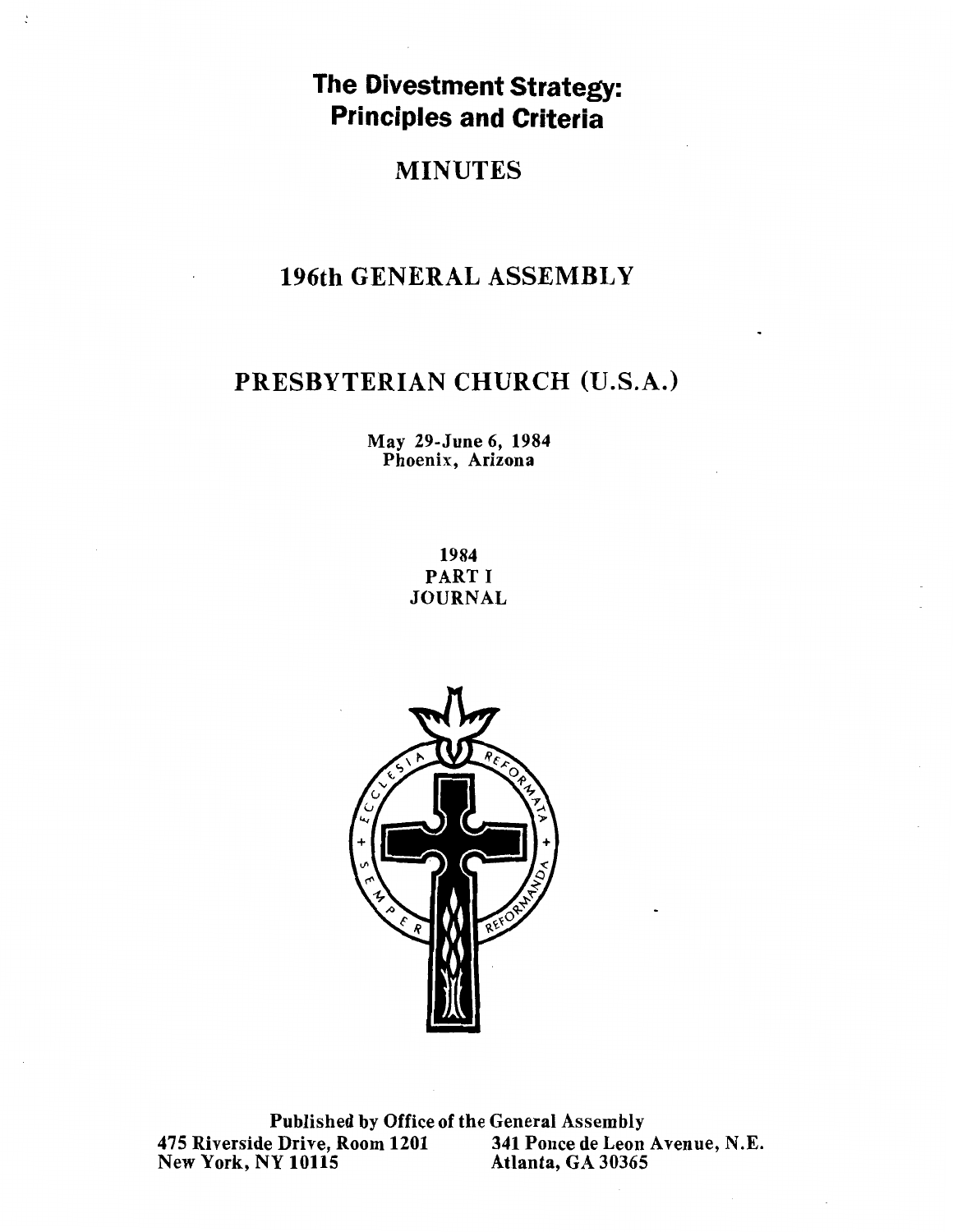# The Divestment Strategy: Principles and Criteria

## MINUTES

## 196th GENERAL ASSEMBLY

## PRESBYTERIAN CHURCH (U.S.A.)

May 29-June 6, 1984
Phoenix, Arizona

1984
PART I
JOURNAL

ECCLESIA REFORMATA + SEMPER REFORMANDA +

Published by Office of the General Assembly

475 Riverside Drive, Room 1201
New York, NY 10115

341 Ponce de Leon Avenue, N.E.
Atlanta, GA 30365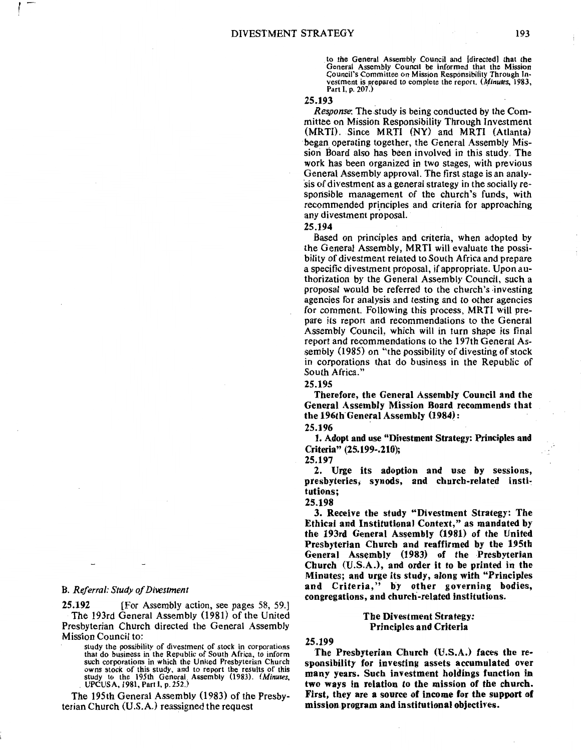## B. *Referral: Study of Divestment*

**25.192** [For Assembly action, see pages 58, 59.]

The 193rd General Assembly (1981) of the United Presbyterian Church directed the General Assembly Mission Council to:

> study the possibility of divestment of stock in corporations that do business in the Republic of South Africa, to inform such corporations in which the United Presbyterian Church owns stock of this study, and to report the results of this study to the 195th General Assembly (1983). (*Minutes*, UPCUSA, 1981, Part I, p. 252.)

The 195th General Assembly (1983) of the Presbyterian Church (U.S.A.) reassigned the request

> to the General Assembly Council and [directed] that the General Assembly Council be informed that the Mission Council's Committee on Mission Responsibility Through Investment is prepared to complete the report. (*Minutes*, 1983, Part I, p. 207.)

**25.193**

*Response*: The study is being conducted by the Committee on Mission Responsibility Through Investment (MRTI). Since MRTI (NY) and MRTI (Atlanta) began operating together, the General Assembly Mission Board also has been involved in this study. The work has been organized in two stages, with previous General Assembly approval. The first stage is an analysis of divestment as a general strategy in the socially responsible management of the church's funds, with recommended principles and criteria for approaching any divestment proposal.

**25.194**

Based on principles and criteria, when adopted by the General Assembly, MRTI will evaluate the possibility of divestment related to South Africa and prepare a specific divestment proposal, if appropriate. Upon authorization by the General Assembly Council, such a proposal would be referred to the church's investing agencies for analysis and testing and to other agencies for comment. Following this process, MRTI will prepare its report and recommendations to the General Assembly Council, which will in turn shape its final report and recommendations to the 197th General Assembly (1985) on "the possibility of divesting of stock in corporations that do business in the Republic of South Africa."

**25.195**

**Therefore, the General Assembly Council and the General Assembly Mission Board recommends that the 196th General Assembly (1984):**

**25.196**

**1. Adopt and use "Divestment Strategy: Principles and Criteria" (25.199-.210);**

**25.197**

**2. Urge its adoption and use by sessions, presbyteries, synods, and church-related institutions;**

**25.198**

**3. Receive the study "Divestment Strategy: The Ethical and Institutional Context," as mandated by the 193rd General Assembly (1981) of the United Presbyterian Church and reaffirmed by the 195th General Assembly (1983) of the Presbyterian Church (U.S.A.), and order it to be printed in the Minutes; and urge its study, along with "Principles and Criteria," by other governing bodies, congregations, and church-related institutions.**

### The Divestment Strategy: Principles and Criteria

**25.199**

**The Presbyterian Church (U.S.A.) faces the responsibility for investing assets accumulated over many years. Such investment holdings function in two ways in relation to the mission of the church. First, they are a source of income for the support of mission program and institutional objectives.**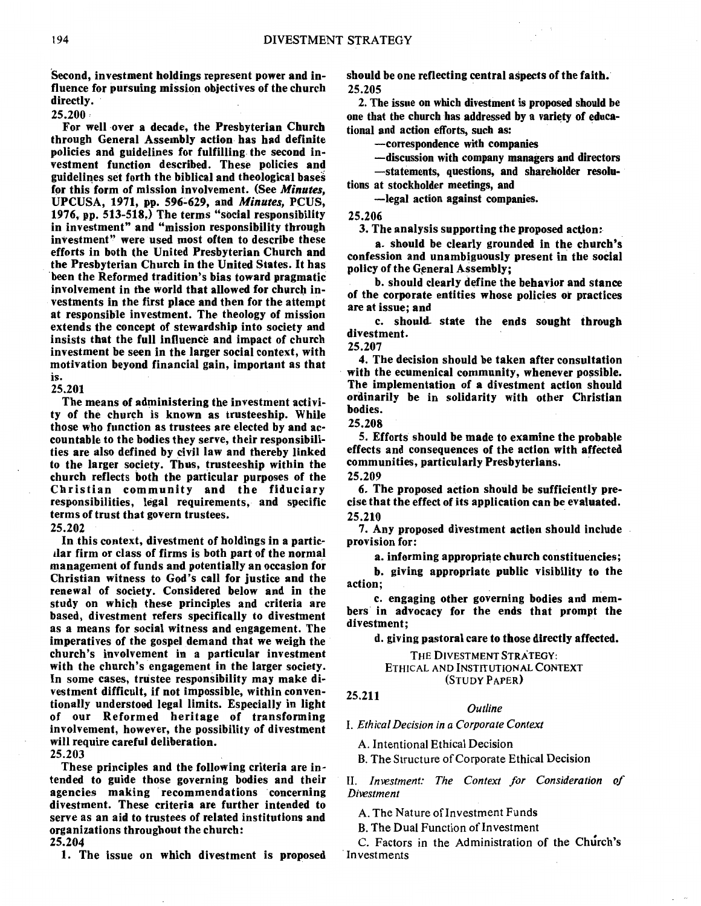**Second, investment holdings represent power and influence for pursuing mission objectives of the church directly.**

25.200

**For well over a decade, the Presbyterian Church through General Assembly action has had definite policies and guidelines for fulfilling the second investment function described. These policies and guidelines set forth the biblical and theological bases for this form of mission involvement. (See *Minutes,* UPCUSA, 1971, pp. 596-629, and *Minutes,* PCUS, 1976, pp. 513-518.) The terms "social responsibility in investment" and "mission responsibility through investment" were used most often to describe these efforts in both the United Presbyterian Church and the Presbyterian Church in the United States. It has been the Reformed tradition's bias toward pragmatic involvement in the world that allowed for church investments in the first place and then for the attempt at responsible investment. The theology of mission extends the concept of stewardship into society and insists that the full influence and impact of church investment be seen in the larger social context, with motivation beyond financial gain, important as that is.**

25.201

**The means of administering the investment activity of the church is known as trusteeship. While those who function as trustees are elected by and accountable to the bodies they serve, their responsibilities are also defined by civil law and thereby linked to the larger society. Thus, trusteeship within the church reflects both the particular purposes of the Christian community and the fiduciary responsibilities, legal requirements, and specific terms of trust that govern trustees.**

25.202

**In this context, divestment of holdings in a particular firm or class of firms is both part of the normal management of funds and potentially an occasion for Christian witness to God's call for justice and the renewal of society. Considered below and in the study on which these principles and criteria are based, divestment refers specifically to divestment as a means for social witness and engagement. The imperatives of the gospel demand that we weigh the church's involvement in a particular investment with the church's engagement in the larger society. In some cases, trustee responsibility may make divestment difficult, if not impossible, within conventionally understood legal limits. Especially in light of our Reformed heritage of transforming involvement, however, the possibility of divestment will require careful deliberation.**

25.203

**These principles and the following criteria are intended to guide those governing bodies and their agencies making recommendations concerning divestment. These criteria are further intended to serve as an aid to trustees of related institutions and organizations throughout the church:**

25.204

**1. The issue on which divestment is proposed should be one reflecting central aspects of the faith.**

25.205

**2. The issue on which divestment is proposed should be one that the church has addressed by a variety of educational and action efforts, such as:**

- **—correspondence with companies**
- **—discussion with company managers and directors**
- **—statements, questions, and shareholder resolutions at stockholder meetings, and**
- **—legal action against companies.**

25.206

**3. The analysis supporting the proposed action:**

**a. should be clearly grounded in the church's confession and unambiguously present in the social policy of the General Assembly;**

**b. should clearly define the behavior and stance of the corporate entities whose policies or practices are at issue; and**

**c. should state the ends sought through divestment.**

25.207

**4. The decision should be taken after consultation with the ecumenical community, whenever possible. The implementation of a divestment action should ordinarily be in solidarity with other Christian bodies.**

25.208

**5. Efforts should be made to examine the probable effects and consequences of the action with affected communities, particularly Presbyterians.**

25.209

**6. The proposed action should be sufficiently precise that the effect of its application can be evaluated.**

25.210

**7. Any proposed divestment action should include provision for:**

**a. informing appropriate church constituencies;**

**b. giving appropriate public visibility to the action;**

**c. engaging other governing bodies and members in advocacy for the ends that prompt the divestment;**

**d. giving pastoral care to those directly affected.**

## THE DIVESTMENT STRATEGY: ETHICAL AND INSTITUTIONAL CONTEXT (STUDY PAPER)

25.211

*Outline*

I. *Ethical Decision in a Corporate Context*

A. Intentional Ethical Decision

B. The Structure of Corporate Ethical Decision

II. *Investment: The Context for Consideration of Divestment*

A. The Nature of Investment Funds

B. The Dual Function of Investment

C. Factors in the Administration of the Church's Investments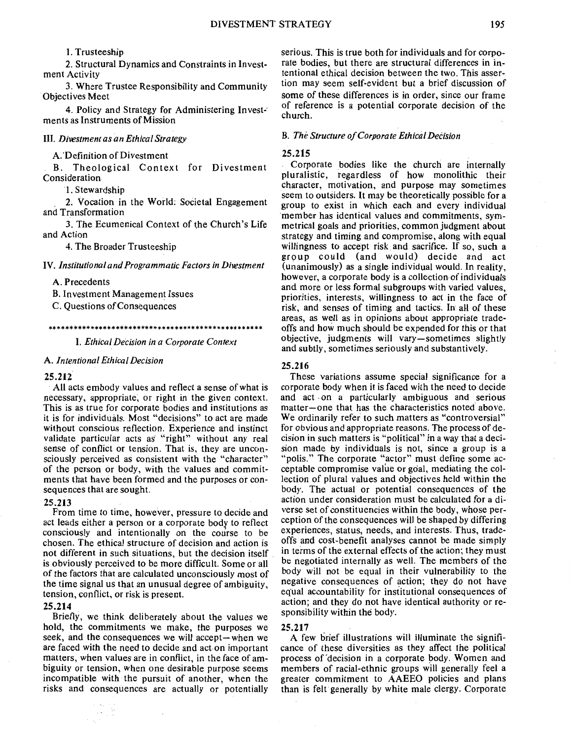1. Trusteeship

2. Structural Dynamics and Constraints in Investment Activity

3. Where Trustee Responsibility and Community Objectives Meet

4. Policy and Strategy for Administering Investments as Instruments of Mission

III. *Divestment as an Ethical Strategy*

A. Definition of Divestment

B. Theological Context for Divestment Consideration

1. Stewardship

2. Vocation in the World: Societal Engagement and Transformation

3. The Ecumenical Context of the Church's Life and Action

4. The Broader Trusteeship

IV. *Institutional and Programmatic Factors in Divestment*

A. Precedents

B. Investment Management Issues

C. Questions of Consequences

\*\*\*\*\*\*\*\*\*\*\*\*\*\*\*\*\*\*\*\*\*\*\*\*\*\*\*\*\*\*\*\*\*\*\*\*\*\*\*\*\*\*\*\*\*\*\*\*\*\*\*\*\*\*\*

## I. *Ethical Decision in a Corporate Context*

### A. *Intentional Ethical Decision*

**25.212**

All acts embody values and reflect a sense of what is necessary, appropriate, or right in the given context. This is as true for corporate bodies and institutions as it is for individuals. Most "decisions" to act are made without conscious reflection. Experience and instinct validate particular acts as "right" without any real sense of conflict or tension. That is, they are unconsciously perceived as consistent with the "character" of the person or body, with the values and commitments that have been formed and the purposes or consequences that are sought.

**25.213**

From time to time, however, pressure to decide and act leads either a person or a corporate body to reflect consciously and intentionally on the course to be chosen. The ethical structure of decision and action is not different in such situations, but the decision itself is obviously perceived to be more difficult. Some or all of the factors that are calculated unconsciously most of the time signal us that an unusual degree of ambiguity, tension, conflict, or risk is present.

**25.214**

Briefly, we think deliberately about the values we hold, the commitments we make, the purposes we seek, and the consequences we will accept—when we are faced with the need to decide and act on important matters, when values are in conflict, in the face of ambiguity or tension, when one desirable purpose seems incompatible with the pursuit of another, when the risks and consequences are actually or potentially serious. This is true both for individuals and for corporate bodies, but there are structural differences in intentional ethical decision between the two. This assertion may seem self-evident but a brief discussion of some of these differences is in order, since our frame of reference is a potential corporate decision of the church.

### B. *The Structure of Corporate Ethical Decision*

**25.215**

Corporate bodies like the church are internally pluralistic, regardless of how monolithic their character, motivation, and purpose may sometimes seem to outsiders. It may be theoretically possible for a group to exist in which each and every individual member has identical values and commitments, symmetrical goals and priorities, common judgment about strategy and timing and compromise, along with equal willingness to accept risk and sacrifice. If so, such a group could (and would) decide and act (unanimously) as a single individual would. In reality, however, a corporate body is a collection of individuals and more or less formal subgroups with varied values, priorities, interests, willingness to act in the face of risk, and senses of timing and tactics. In all of these areas, as well as in opinions about appropriate trade-offs and how much should be expended for this or that objective, judgments will vary—sometimes slightly and subtly, sometimes seriously and substantively.

**25.216**

These variations assume special significance for a corporate body when it is faced with the need to decide and act on a particularly ambiguous and serious matter—one that has the characteristics noted above. We ordinarily refer to such matters as "controversial" for obvious and appropriate reasons. The process of decision in such matters is "political" in a way that a decision made by individuals is not, since a group is a "polis." The corporate "actor" must define some acceptable compromise value or goal, mediating the collection of plural values and objectives held within the body. The actual or potential consequences of the action under consideration must be calculated for a diverse set of constituencies within the body, whose perception of the consequences will be shaped by differing experiences, status, needs, and interests. Thus, trade-offs and cost-benefit analyses cannot be made simply in terms of the external effects of the action; they must be negotiated internally as well. The members of the body will not be equal in their vulnerability to the negative consequences of action; they do not have equal accountability for institutional consequences of action; and they do not have identical authority or responsibility within the body.

**25.217**

A few brief illustrations will illuminate the significance of these diversities as they affect the political process of decision in a corporate body. Women and members of racial-ethnic groups will generally feel a greater commitment to AAEEO policies and plans than is felt generally by white male clergy. Corporate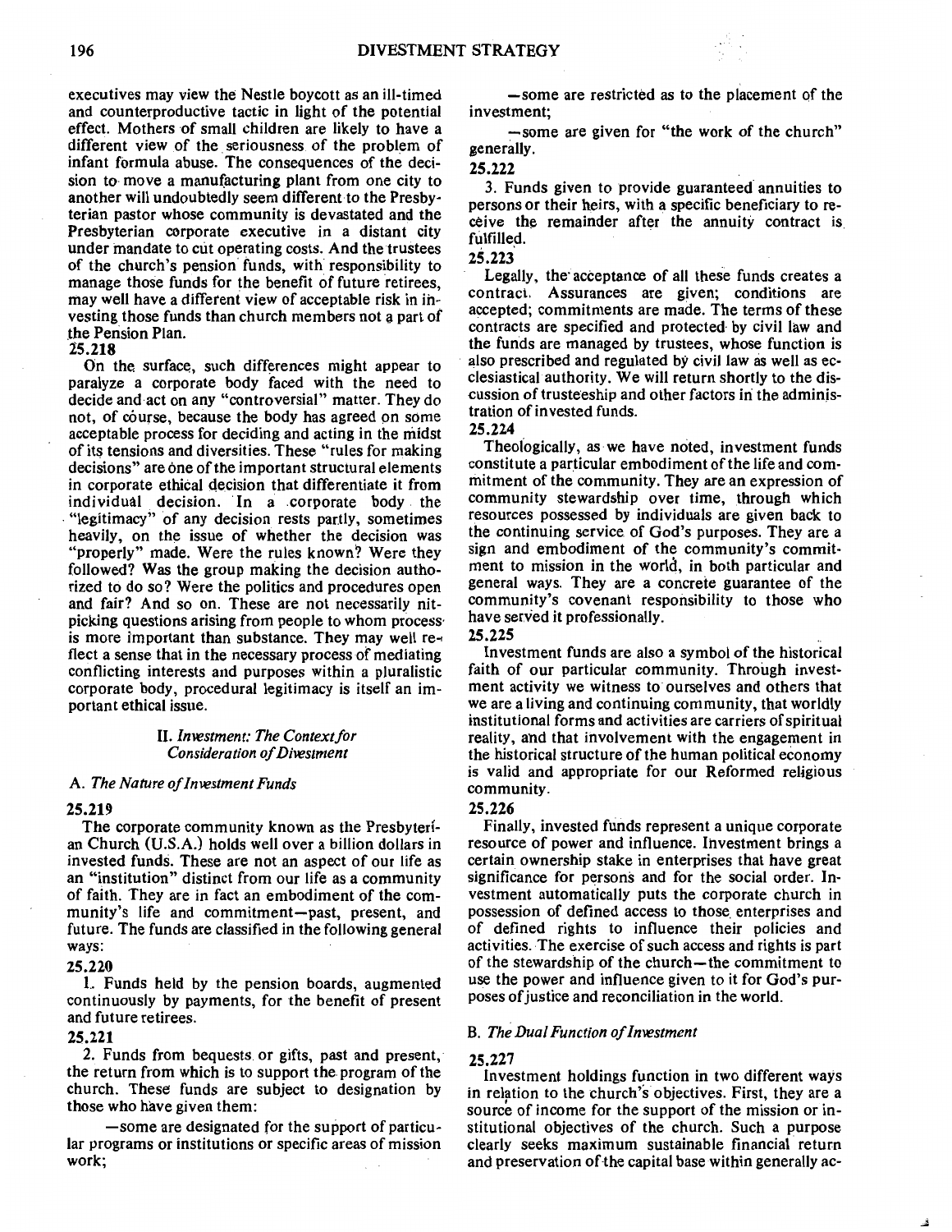executives may view the Nestle boycott as an ill-timed and counterproductive tactic in light of the potential effect. Mothers of small children are likely to have a different view of the seriousness of the problem of infant formula abuse. The consequences of the decision to move a manufacturing plant from one city to another will undoubtedly seem different to the Presbyterian pastor whose community is devastated and the Presbyterian corporate executive in a distant city under mandate to cut operating costs. And the trustees of the church's pension funds, with responsibility to manage those funds for the benefit of future retirees, may well have a different view of acceptable risk in investing those funds than church members not a part of the Pension Plan.

**25.218**

On the surface, such differences might appear to paralyze a corporate body faced with the need to decide and act on any "controversial" matter. They do not, of course, because the body has agreed on some acceptable process for deciding and acting in the midst of its tensions and diversities. These "rules for making decisions" are one of the important structural elements in corporate ethical decision that differentiate it from individual decision. In a corporate body the "legitimacy" of any decision rests partly, sometimes heavily, on the issue of whether the decision was "properly" made. Were the rules known? Were they followed? Was the group making the decision authorized to do so? Were the politics and procedures open and fair? And so on. These are not necessarily nitpicking questions arising from people to whom process is more important than substance. They may well reflect a sense that in the necessary process of mediating conflicting interests and purposes within a pluralistic corporate body, procedural legitimacy is itself an important ethical issue.

## II. *Investment: The Context for Consideration of Divestment*

### A. *The Nature of Investment Funds*

**25.219**

The corporate community known as the Presbyterian Church (U.S.A.) holds well over a billion dollars in invested funds. These are not an aspect of our life as an "institution" distinct from our life as a community of faith. They are in fact an embodiment of the community's life and commitment—past, present, and future. The funds are classified in the following general ways:

**25.220**

1. Funds held by the pension boards, augmented continuously by payments, for the benefit of present and future retirees.

**25.221**

2. Funds from bequests or gifts, past and present, the return from which is to support the program of the church. These funds are subject to designation by those who have given them:

—some are designated for the support of particular programs or institutions or specific areas of mission work;

—some are restricted as to the placement of the investment;

—some are given for "the work of the church" generally.

**25.222**

3. Funds given to provide guaranteed annuities to persons or their heirs, with a specific beneficiary to receive the remainder after the annuity contract is fulfilled.

**25.223**

Legally, the acceptance of all these funds creates a contract. Assurances are given; conditions are accepted; commitments are made. The terms of these contracts are specified and protected by civil law and the funds are managed by trustees, whose function is also prescribed and regulated by civil law as well as ecclesiastical authority. We will return shortly to the discussion of trusteeship and other factors in the administration of invested funds.

**25.224**

Theologically, as we have noted, investment funds constitute a particular embodiment of the life and commitment of the community. They are an expression of community stewardship over time, through which resources possessed by individuals are given back to the continuing service of God's purposes. They are a sign and embodiment of the community's commitment to mission in the world, in both particular and general ways. They are a concrete guarantee of the community's covenant responsibility to those who have served it professionally.

**25.225**

Investment funds are also a symbol of the historical faith of our particular community. Through investment activity we witness to ourselves and others that we are a living and continuing community, that worldly institutional forms and activities are carriers of spiritual reality, and that involvement with the engagement in the historical structure of the human political economy is valid and appropriate for our Reformed religious community.

**25.226**

Finally, invested funds represent a unique corporate resource of power and influence. Investment brings a certain ownership stake in enterprises that have great significance for persons and for the social order. Investment automatically puts the corporate church in possession of defined access to those enterprises and of defined rights to influence their policies and activities. The exercise of such access and rights is part of the stewardship of the church—the commitment to use the power and influence given to it for God's purposes of justice and reconciliation in the world.

### B. *The Dual Function of Investment*

**25.227**

Investment holdings function in two different ways in relation to the church's objectives. First, they are a source of income for the support of the mission or institutional objectives of the church. Such a purpose clearly seeks maximum sustainable financial return and preservation of the capital base within generally ac-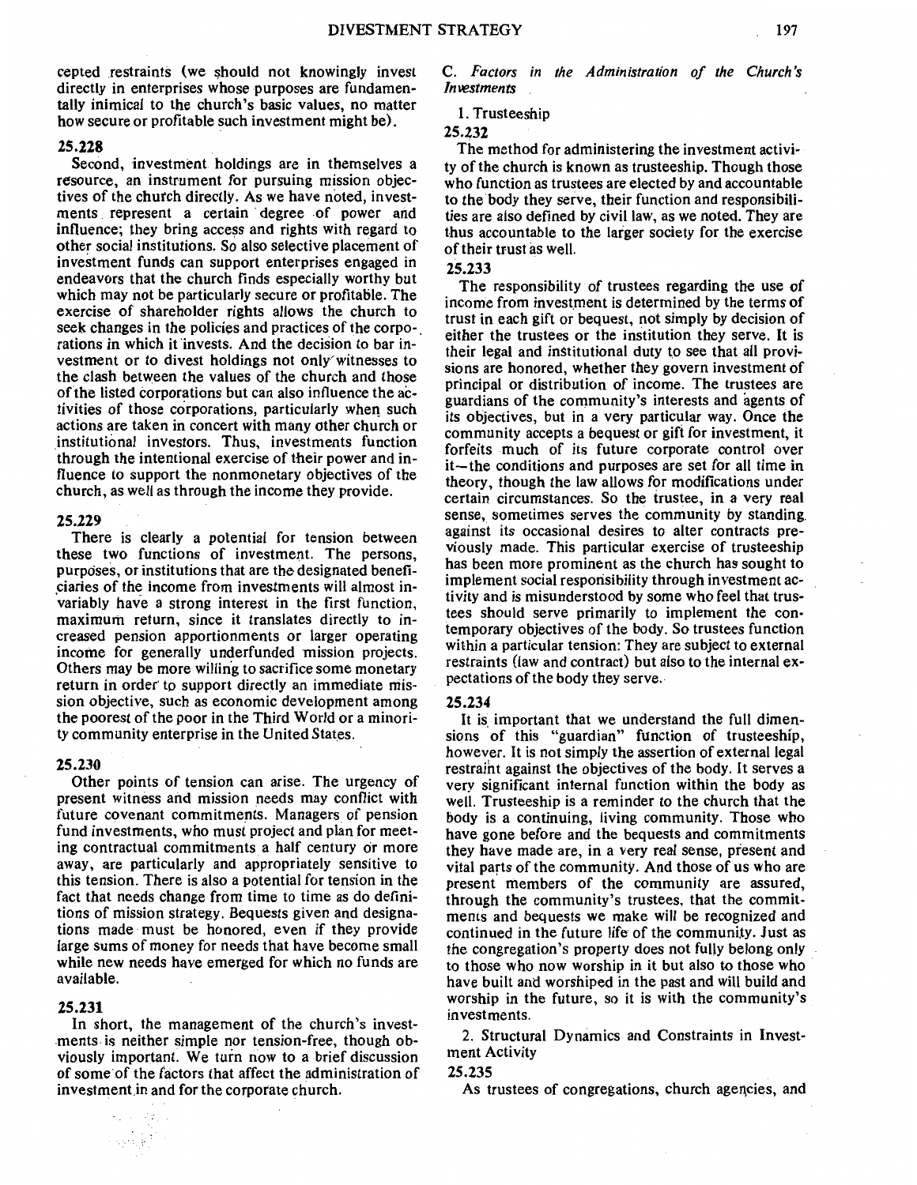cepted restraints (we should not knowingly invest directly in enterprises whose purposes are fundamentally inimical to the church's basic values, no matter how secure or profitable such investment might be).

**25.228**

Second, investment holdings are in themselves a resource, an instrument for pursuing mission objectives of the church directly. As we have noted, investments represent a certain degree of power and influence; they bring access and rights with regard to other social institutions. So also selective placement of investment funds can support enterprises engaged in endeavors that the church finds especially worthy but which may not be particularly secure or profitable. The exercise of shareholder rights allows the church to seek changes in the policies and practices of the corporations in which it invests. And the decision to bar investment or to divest holdings not only witnesses to the clash between the values of the church and those of the listed corporations but can also influence the activities of those corporations, particularly when such actions are taken in concert with many other church or institutional investors. Thus, investments function through the intentional exercise of their power and influence to support the nonmonetary objectives of the church, as well as through the income they provide.

**25.229**

There is clearly a potential for tension between these two functions of investment. The persons, purposes, or institutions that are the designated beneficiaries of the income from investments will almost invariably have a strong interest in the first function, maximum return, since it translates directly to increased pension apportionments or larger operating income for generally underfunded mission projects. Others may be more willing to sacrifice some monetary return in order to support directly an immediate mission objective, such as economic development among the poorest of the poor in the Third World or a minority community enterprise in the United States.

**25.230**

Other points of tension can arise. The urgency of present witness and mission needs may conflict with future covenant commitments. Managers of pension fund investments, who must project and plan for meeting contractual commitments a half century or more away, are particularly and appropriately sensitive to this tension. There is also a potential for tension in the fact that needs change from time to time as do definitions of mission strategy. Bequests given and designations made must be honored, even if they provide large sums of money for needs that have become small while new needs have emerged for which no funds are available.

**25.231**

In short, the management of the church's investments is neither simple nor tension-free, though obviously important. We turn now to a brief discussion of some of the factors that affect the administration of investment in and for the corporate church.

### C. *Factors in the Administration of the Church's Investments*

1. Trusteeship

**25.232**

The method for administering the investment activity of the church is known as trusteeship. Though those who function as trustees are elected by and accountable to the body they serve, their function and responsibilities are also defined by civil law, as we noted. They are thus accountable to the larger society for the exercise of their trust as well.

**25.233**

The responsibility of trustees regarding the use of income from investment is determined by the terms of trust in each gift or bequest, not simply by decision of either the trustees or the institution they serve. It is their legal and institutional duty to see that all provisions are honored, whether they govern investment of principal or distribution of income. The trustees are guardians of the community's interests and agents of its objectives, but in a very particular way. Once the community accepts a bequest or gift for investment, it forfeits much of its future corporate control over it—the conditions and purposes are set for all time in theory, though the law allows for modifications under certain circumstances. So the trustee, in a very real sense, sometimes serves the community by standing against its occasional desires to alter contracts previously made. This particular exercise of trusteeship has been more prominent as the church has sought to implement social responsibility through investment activity and is misunderstood by some who feel that trustees should serve primarily to implement the contemporary objectives of the body. So trustees function within a particular tension: They are subject to external restraints (law and contract) but also to the internal expectations of the body they serve.

**25.234**

It is important that we understand the full dimensions of this "guardian" function of trusteeship, however. It is not simply the assertion of external legal restraint against the objectives of the body. It serves a very significant internal function within the body as well. Trusteeship is a reminder to the church that the body is a continuing, living community. Those who have gone before and the bequests and commitments they have made are, in a very real sense, present and vital parts of the community. And those of us who are present members of the community are assured, through the community's trustees, that the commitments and bequests we make will be recognized and continued in the future life of the community. Just as the congregation's property does not fully belong only to those who now worship in it but also to those who have built and worshiped in the past and will build and worship in the future, so it is with the community's investments.

2. Structural Dynamics and Constraints in Investment Activity

**25.235**

As trustees of congregations, church agencies, and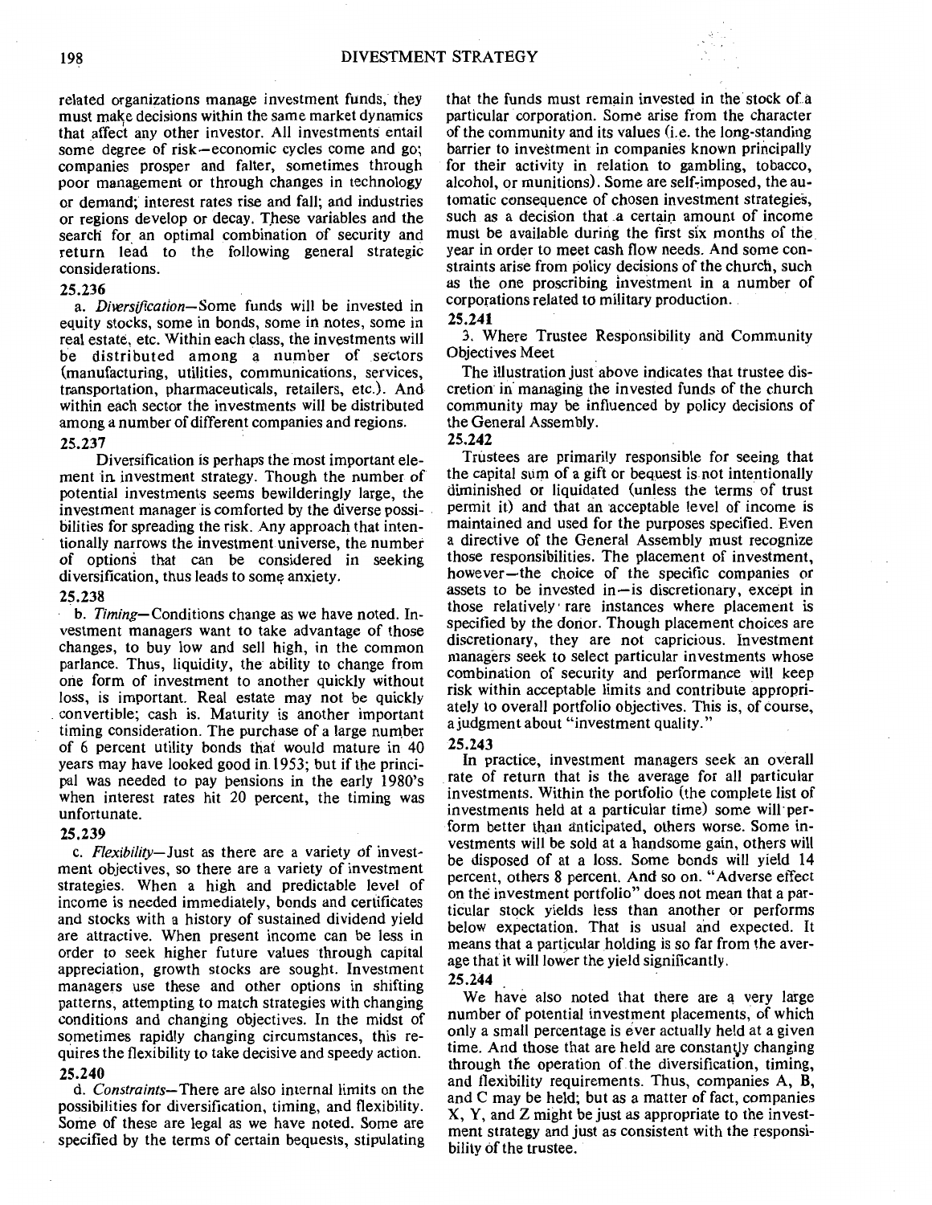related organizations manage investment funds, they must make decisions within the same market dynamics that affect any other investor. All investments entail some degree of risk—economic cycles come and go; companies prosper and falter, sometimes through poor management or through changes in technology or demand; interest rates rise and fall; and industries or regions develop or decay. These variables and the search for an optimal combination of security and return lead to the following general strategic considerations.

**25.236**

a. *Diversification*—Some funds will be invested in equity stocks, some in bonds, some in notes, some in real estate, etc. Within each class, the investments will be distributed among a number of sectors (manufacturing, utilities, communications, services, transportation, pharmaceuticals, retailers, etc.). And within each sector the investments will be distributed among a number of different companies and regions.

**25.237**

Diversification is perhaps the most important element in investment strategy. Though the number of potential investments seems bewilderingly large, the investment manager is comforted by the diverse possibilities for spreading the risk. Any approach that intentionally narrows the investment universe, the number of options that can be considered in seeking diversification, thus leads to some anxiety.

**25.238**

b. *Timing*—Conditions change as we have noted. Investment managers want to take advantage of those changes, to buy low and sell high, in the common parlance. Thus, liquidity, the ability to change from one form of investment to another quickly without loss, is important. Real estate may not be quickly convertible; cash is. Maturity is another important timing consideration. The purchase of a large number of 6 percent utility bonds that would mature in 40 years may have looked good in 1953; but if the principal was needed to pay pensions in the early 1980's when interest rates hit 20 percent, the timing was unfortunate.

**25.239**

c. *Flexibility*—Just as there are a variety of investment objectives, so there are a variety of investment strategies. When a high and predictable level of income is needed immediately, bonds and certificates and stocks with a history of sustained dividend yield are attractive. When present income can be less in order to seek higher future values through capital appreciation, growth stocks are sought. Investment managers use these and other options in shifting patterns, attempting to match strategies with changing conditions and changing objectives. In the midst of sometimes rapidly changing circumstances, this requires the flexibility to take decisive and speedy action.

**25.240**

d. *Constraints*—There are also internal limits on the possibilities for diversification, timing, and flexibility. Some of these are legal as we have noted. Some are specified by the terms of certain bequests, stipulating that the funds must remain invested in the stock of a particular corporation. Some arise from the character of the community and its values (i.e. the long-standing barrier to investment in companies known principally for their activity in relation to gambling, tobacco, alcohol, or munitions). Some are self-imposed, the automatic consequence of chosen investment strategies, such as a decision that a certain amount of income must be available during the first six months of the year in order to meet cash flow needs. And some constraints arise from policy decisions of the church, such as the one proscribing investment in a number of corporations related to military production.

**25.241**

3. Where Trustee Responsibility and Community Objectives Meet

The illustration just above indicates that trustee discretion in managing the invested funds of the church community may be influenced by policy decisions of the General Assembly.

**25.242**

Trustees are primarily responsible for seeing that the capital sum of a gift or bequest is not intentionally diminished or liquidated (unless the terms of trust permit it) and that an acceptable level of income is maintained and used for the purposes specified. Even a directive of the General Assembly must recognize those responsibilities. The placement of investment, however—the choice of the specific companies or assets to be invested in—is discretionary, except in those relatively rare instances where placement is specified by the donor. Though placement choices are discretionary, they are not capricious. Investment managers seek to select particular investments whose combination of security and performance will keep risk within acceptable limits and contribute appropriately to overall portfolio objectives. This is, of course, a judgment about "investment quality."

**25.243**

In practice, investment managers seek an overall rate of return that is the average for all particular investments. Within the portfolio (the complete list of investments held at a particular time) some will perform better than anticipated, others worse. Some investments will be sold at a handsome gain, others will be disposed of at a loss. Some bonds will yield 14 percent, others 8 percent. And so on. "Adverse effect on the investment portfolio" does not mean that a particular stock yields less than another or performs below expectation. That is usual and expected. It means that a particular holding is so far from the average that it will lower the yield significantly.

**25.244**

We have also noted that there are a very large number of potential investment placements, of which only a small percentage is ever actually held at a given time. And those that are held are constantly changing through the operation of the diversification, timing, and flexibility requirements. Thus, companies A, B, and C may be held; but as a matter of fact, companies X, Y, and Z might be just as appropriate to the investment strategy and just as consistent with the responsibility of the trustee.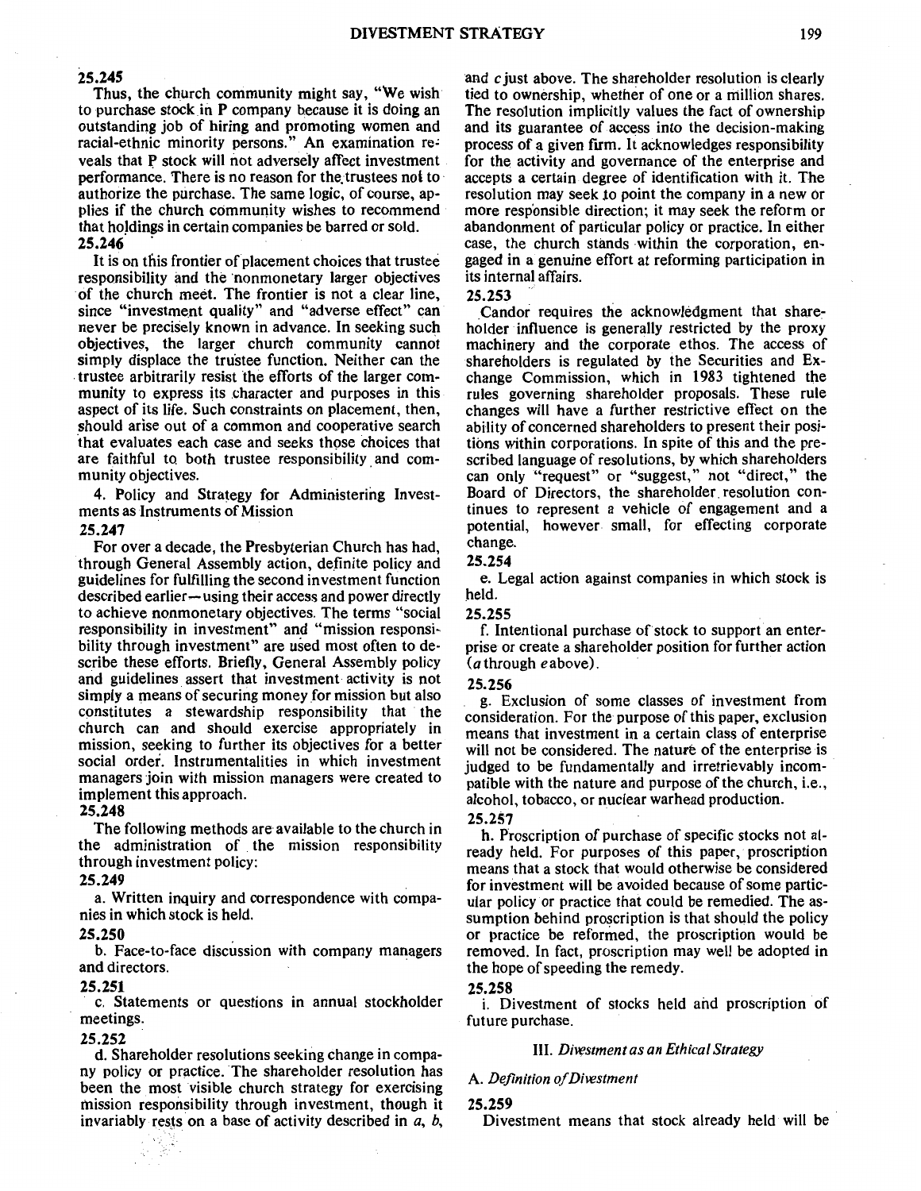**25.245**

Thus, the church community might say, "We wish to purchase stock in P company because it is doing an outstanding job of hiring and promoting women and racial-ethnic minority persons." An examination reveals that P stock will not adversely affect investment performance. There is no reason for the trustees not to authorize the purchase. The same logic, of course, applies if the church community wishes to recommend that holdings in certain companies be barred or sold.

**25.246**

It is on this frontier of placement choices that trustee responsibility and the nonmonetary larger objectives of the church meet. The frontier is not a clear line, since "investment quality" and "adverse effect" can never be precisely known in advance. In seeking such objectives, the larger church community cannot simply displace the trustee function. Neither can the trustee arbitrarily resist the efforts of the larger community to express its character and purposes in this aspect of its life. Such constraints on placement, then, should arise out of a common and cooperative search that evaluates each case and seeks those choices that are faithful to both trustee responsibility and community objectives.

4. Policy and Strategy for Administering Investments as Instruments of Mission

**25.247**

For over a decade, the Presbyterian Church has had, through General Assembly action, definite policy and guidelines for fulfilling the second investment function described earlier—using their access and power directly to achieve nonmonetary objectives. The terms "social responsibility in investment" and "mission responsibility through investment" are used most often to describe these efforts. Briefly, General Assembly policy and guidelines assert that investment activity is not simply a means of securing money for mission but also constitutes a stewardship responsibility that the church can and should exercise appropriately in mission, seeking to further its objectives for a better social order. Instrumentalities in which investment managers join with mission managers were created to implement this approach.

**25.248**

The following methods are available to the church in the administration of the mission responsibility through investment policy:

**25.249**

a. Written inquiry and correspondence with companies in which stock is held.

**25.250**

b. Face-to-face discussion with company managers and directors.

**25.251**

c. Statements or questions in annual stockholder meetings.

**25.252**

d. Shareholder resolutions seeking change in company policy or practice. The shareholder resolution has been the most visible church strategy for exercising mission responsibility through investment, though it invariably rests on a base of activity described in *a*, *b*, and *c* just above. The shareholder resolution is clearly tied to ownership, whether of one or a million shares. The resolution implicitly values the fact of ownership and its guarantee of access into the decision-making process of a given firm. It acknowledges responsibility for the activity and governance of the enterprise and accepts a certain degree of identification with it. The resolution may seek to point the company in a new or more responsible direction; it may seek the reform or abandonment of particular policy or practice. In either case, the church stands within the corporation, engaged in a genuine effort at reforming participation in its internal affairs.

**25.253**

Candor requires the acknowledgment that shareholder influence is generally restricted by the proxy machinery and the corporate ethos. The access of shareholders is regulated by the Securities and Exchange Commission, which in 1983 tightened the rules governing shareholder proposals. These rule changes will have a further restrictive effect on the ability of concerned shareholders to present their positions within corporations. In spite of this and the prescribed language of resolutions, by which shareholders can only "request" or "suggest," not "direct," the Board of Directors, the shareholder resolution continues to represent a vehicle of engagement and a potential, however small, for effecting corporate change.

**25.254**

e. Legal action against companies in which stock is held.

**25.255**

f. Intentional purchase of stock to support an enterprise or create a shareholder position for further action (*a* through *e* above).

**25.256**

g. Exclusion of some classes of investment from consideration. For the purpose of this paper, exclusion means that investment in a certain class of enterprise will not be considered. The nature of the enterprise is judged to be fundamentally and irretrievably incompatible with the nature and purpose of the church, i.e., alcohol, tobacco, or nuclear warhead production.

**25.257**

h. Proscription of purchase of specific stocks not already held. For purposes of this paper, proscription means that a stock that would otherwise be considered for investment will be avoided because of some particular policy or practice that could be remedied. The assumption behind proscription is that should the policy or practice be reformed, the proscription would be removed. In fact, proscription may well be adopted in the hope of speeding the remedy.

**25.258**

i. Divestment of stocks held and proscription of future purchase.

## III. *Divestment as an Ethical Strategy*

### A. *Definition of Divestment*

**25.259**

Divestment means that stock already held will be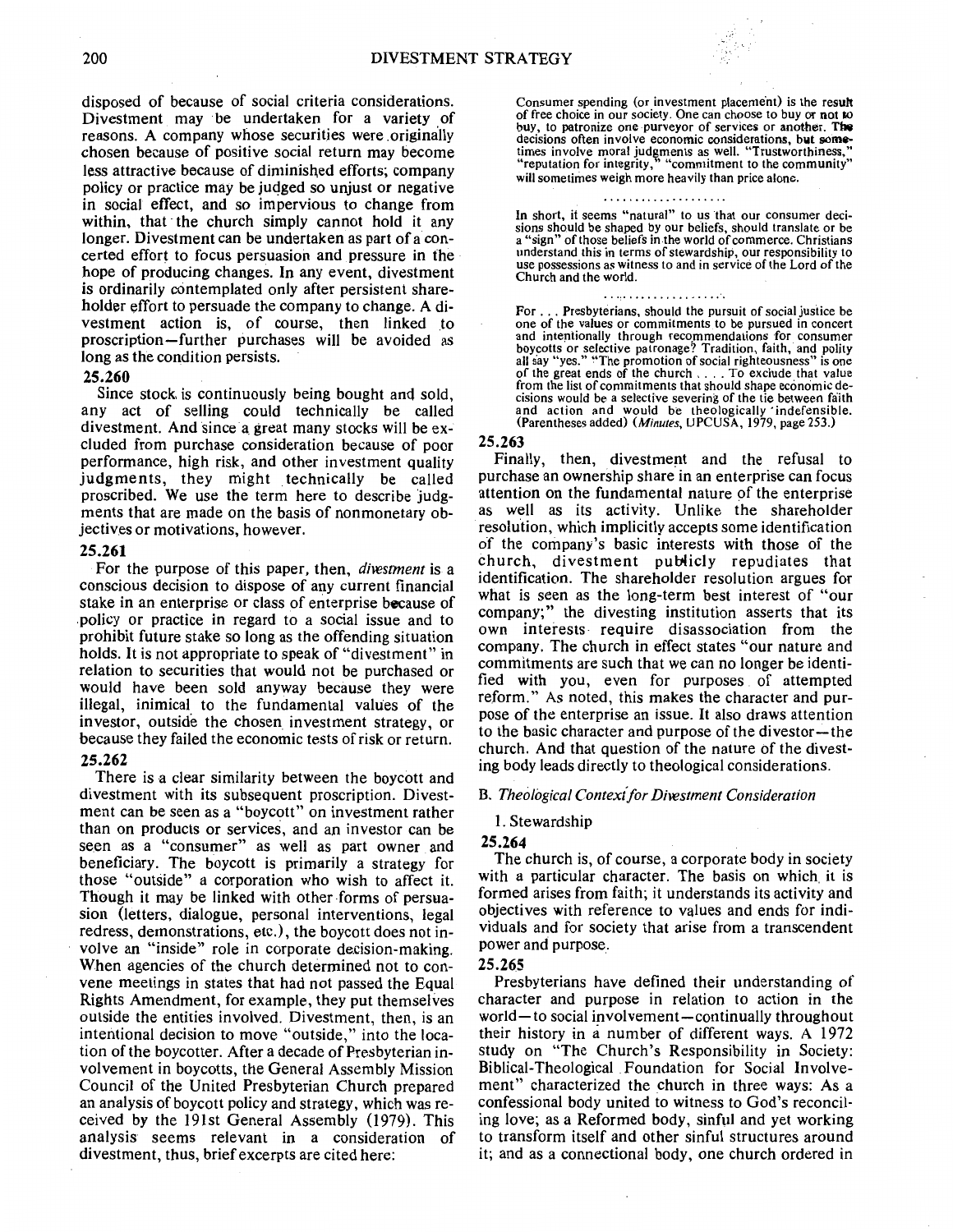disposed of because of social criteria considerations. Divestment may be undertaken for a variety of reasons. A company whose securities were originally chosen because of positive social return may become less attractive because of diminished efforts; company policy or practice may be judged so unjust or negative in social effect, and so impervious to change from within, that the church simply cannot hold it any longer. Divestment can be undertaken as part of a concerted effort to focus persuasion and pressure in the hope of producing changes. In any event, divestment is ordinarily contemplated only after persistent shareholder effort to persuade the company to change. A divestment action is, of course, then linked to proscription—further purchases will be avoided as long as the condition persists.

**25.260**

Since stock is continuously being bought and sold, any act of selling could technically be called divestment. And since a great many stocks will be excluded from purchase consideration because of poor performance, high risk, and other investment quality judgments, they might technically be called proscribed. We use the term here to describe judgments that are made on the basis of nonmonetary objectives or motivations, however.

**25.261**

For the purpose of this paper, then, *divestment* is a conscious decision to dispose of any current financial stake in an enterprise or class of enterprise because of policy or practice in regard to a social issue and to prohibit future stake so long as the offending situation holds. It is not appropriate to speak of "divestment" in relation to securities that would not be purchased or would have been sold anyway because they were illegal, inimical to the fundamental values of the investor, outside the chosen investment strategy, or because they failed the economic tests of risk or return.

**25.262**

There is a clear similarity between the boycott and divestment with its subsequent proscription. Divestment can be seen as a "boycott" on investment rather than on products or services, and an investor can be seen as a "consumer" as well as part owner and beneficiary. The boycott is primarily a strategy for those "outside" a corporation who wish to affect it. Though it may be linked with other forms of persuasion (letters, dialogue, personal interventions, legal redress, demonstrations, etc.), the boycott does not involve an "inside" role in corporate decision-making. When agencies of the church determined not to convene meetings in states that had not passed the Equal Rights Amendment, for example, they put themselves outside the entities involved. Divestment, then, is an intentional decision to move "outside," into the location of the boycotter. After a decade of Presbyterian involvement in boycotts, the General Assembly Mission Council of the United Presbyterian Church prepared an analysis of boycott policy and strategy, which was received by the 191st General Assembly (1979). This analysis seems relevant in a consideration of divestment, thus, brief excerpts are cited here:

> Consumer spending (or investment placement) is the result of free choice in our society. One can choose to buy or not to buy, to patronize one purveyor of services or another. The decisions often involve economic considerations, but sometimes involve moral judgments as well. "Trustworthiness," "reputation for integrity," "commitment to the community" will sometimes weigh more heavily than price alone.
>
> . . . . . . . . . . . . . . . . . . . .
>
> In short, it seems "natural" to us that our consumer decisions should be shaped by our beliefs, should translate or be a "sign" of those beliefs in the world of commerce. Christians understand this in terms of stewardship, our responsibility to use possessions as witness to and in service of the Lord of the Church and the world.
>
> . . . . . . . . . . . . . . . . . . . .
>
> For . . . Presbyterians, should the pursuit of social justice be one of the values or commitments to be pursued in concert and intentionally through recommendations for consumer boycotts or selective patronage? Tradition, faith, and polity all say "yes." "The promotion of social righteousness" is one of the great ends of the church . . . . To exclude that value from the list of commitments that should shape economic decisions would be a selective severing of the tie between faith and action and would be theologically indefensible. (Parentheses added) (*Minutes*, UPCUSA, 1979, page 253.)

**25.263**

Finally, then, divestment and the refusal to purchase an ownership share in an enterprise can focus attention on the fundamental nature of the enterprise as well as its activity. Unlike the shareholder resolution, which implicitly accepts some identification of the company's basic interests with those of the church, divestment publicly repudiates that identification. The shareholder resolution argues for what is seen as the long-term best interest of "our company;" the divesting institution asserts that its own interests require disassociation from the company. The church in effect states "our nature and commitments are such that we can no longer be identified with you, even for purposes of attempted reform." As noted, this makes the character and purpose of the enterprise an issue. It also draws attention to the basic character and purpose of the divestor—the church. And that question of the nature of the divesting body leads directly to theological considerations.

## B. *Theological Context for Divestment Consideration*

### 1. Stewardship

**25.264**

The church is, of course, a corporate body in society with a particular character. The basis on which it is formed arises from faith; it understands its activity and objectives with reference to values and ends for individuals and for society that arise from a transcendent power and purpose.

**25.265**

Presbyterians have defined their understanding of character and purpose in relation to action in the world—to social involvement—continually throughout their history in a number of different ways. A 1972 study on "The Church's Responsibility in Society: Biblical-Theological Foundation for Social Involvement" characterized the church in three ways: As a confessional body united to witness to God's reconciling love; as a Reformed body, sinful and yet working to transform itself and other sinful structures around it; and as a connectional body, one church ordered in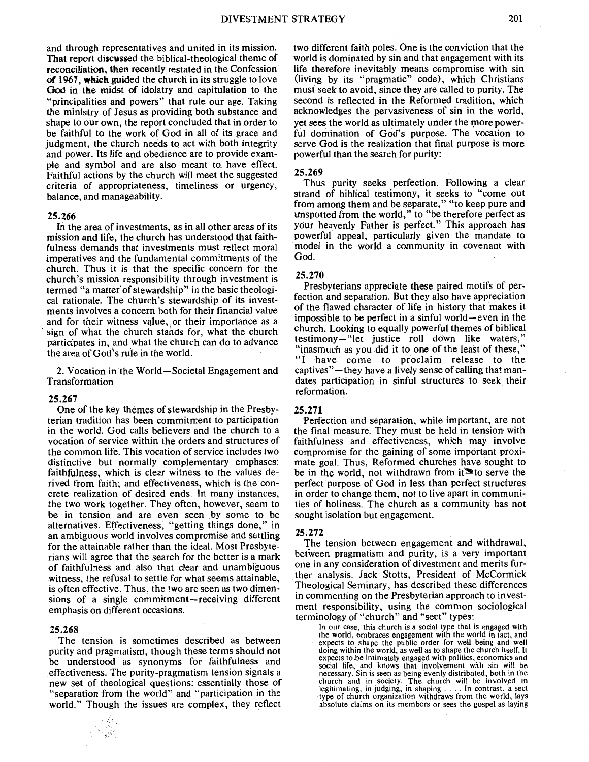and through representatives and united in its mission. That report discussed the biblical-theological theme of reconciliation, then recently restated in the Confession of 1967, which guided the church in its struggle to love God in the midst of idolatry and capitulation to the "principalities and powers" that rule our age. Taking the ministry of Jesus as providing both substance and shape to our own, the report concluded that in order to be faithful to the work of God in all of its grace and judgment, the church needs to act with both integrity and power. Its life and obedience are to provide example and symbol and are also meant to have effect. Faithful actions by the church will meet the suggested criteria of appropriateness, timeliness or urgency, balance, and manageability.

**25.266**

In the area of investments, as in all other areas of its mission and life, the church has understood that faithfulness demands that investments must reflect moral imperatives and the fundamental commitments of the church. Thus it is that the specific concern for the church's mission responsibility through investment is termed "a matter of stewardship" in the basic theological rationale. The church's stewardship of its investments involves a concern both for their financial value and for their witness value, or their importance as a sign of what the church stands for, what the church participates in, and what the church can do to advance the area of God's rule in the world.

2. Vocation in the World—Societal Engagement and Transformation

**25.267**

One of the key themes of stewardship in the Presbyterian tradition has been commitment to participation in the world. God calls believers and the church to a vocation of service within the orders and structures of the common life. This vocation of service includes two distinctive but normally complementary emphases: faithfulness, which is clear witness to the values derived from faith; and effectiveness, which is the concrete realization of desired ends. In many instances, the two work together. They often, however, seem to be in tension and are even seen by some to be alternatives. Effectiveness, "getting things done," in an ambiguous world involves compromise and settling for the attainable rather than the ideal. Most Presbyterians will agree that the search for the better is a mark of faithfulness and also that clear and unambiguous witness, the refusal to settle for what seems attainable, is often effective. Thus, the two are seen as two dimensions of a single commitment—receiving different emphasis on different occasions.

**25.268**

The tension is sometimes described as between purity and pragmatism, though these terms should not be understood as synonyms for faithfulness and effectiveness. The purity-pragmatism tension signals a new set of theological questions: essentially those of "separation from the world" and "participation in the world." Though the issues are complex, they reflect two different faith poles. One is the conviction that the world is dominated by sin and that engagement with its life therefore inevitably means compromise with sin (living by its "pragmatic" code), which Christians must seek to avoid, since they are called to purity. The second is reflected in the Reformed tradition, which acknowledges the pervasiveness of sin in the world, yet sees the world as ultimately under the more powerful domination of God's purpose. The vocation to serve God is the realization that final purpose is more powerful than the search for purity:

**25.269**

Thus purity seeks perfection. Following a clear strand of biblical testimony, it seeks to "come out from among them and be separate," "to keep pure and unspotted from the world," to "be therefore perfect as your heavenly Father is perfect." This approach has powerful appeal, particularly given the mandate to model in the world a community in covenant with God.

**25.270**

Presbyterians appreciate these paired motifs of perfection and separation. But they also have appreciation of the flawed character of life in history that makes it impossible to be perfect in a sinful world—even in the church. Looking to equally powerful themes of biblical testimony—"let justice roll down like waters," "inasmuch as you did it to one of the least of these," "I have come to proclaim release to the captives"—they have a lively sense of calling that mandates participation in sinful structures to seek their reformation.

**25.271**

Perfection and separation, while important, are not the final measure. They must be held in tension with faithfulness and effectiveness, which may involve compromise for the gaining of some important proximate goal. Thus, Reformed churches have sought to be in the world, not withdrawn from it—to serve the perfect purpose of God in less than perfect structures in order to change them, not to live apart in communities of holiness. The church as a community has not sought isolation but engagement.

**25.272**

The tension between engagement and withdrawal, between pragmatism and purity, is a very important one in any consideration of divestment and merits further analysis. Jack Stotts, President of McCormick Theological Seminary, has described these differences in commenting on the Presbyterian approach to investment responsibility, using the common sociological terminology of "church" and "sect" types:

> In our case, this church is a social type that is engaged with the world, embraces engagement with the world in fact, and expects to shape the public order for well being and well doing within the world, as well as to shape the church itself. It expects to be intimately engaged with politics, economics and social life, and knows that involvement with sin will be necessary. Sin is seen as being evenly distributed, both in the church and in society. The church will be involved in legitimating, in judging, in shaping . . . . In contrast, a sect type of church organization withdraws from the world, lays absolute claims on its members or sees the gospel as laying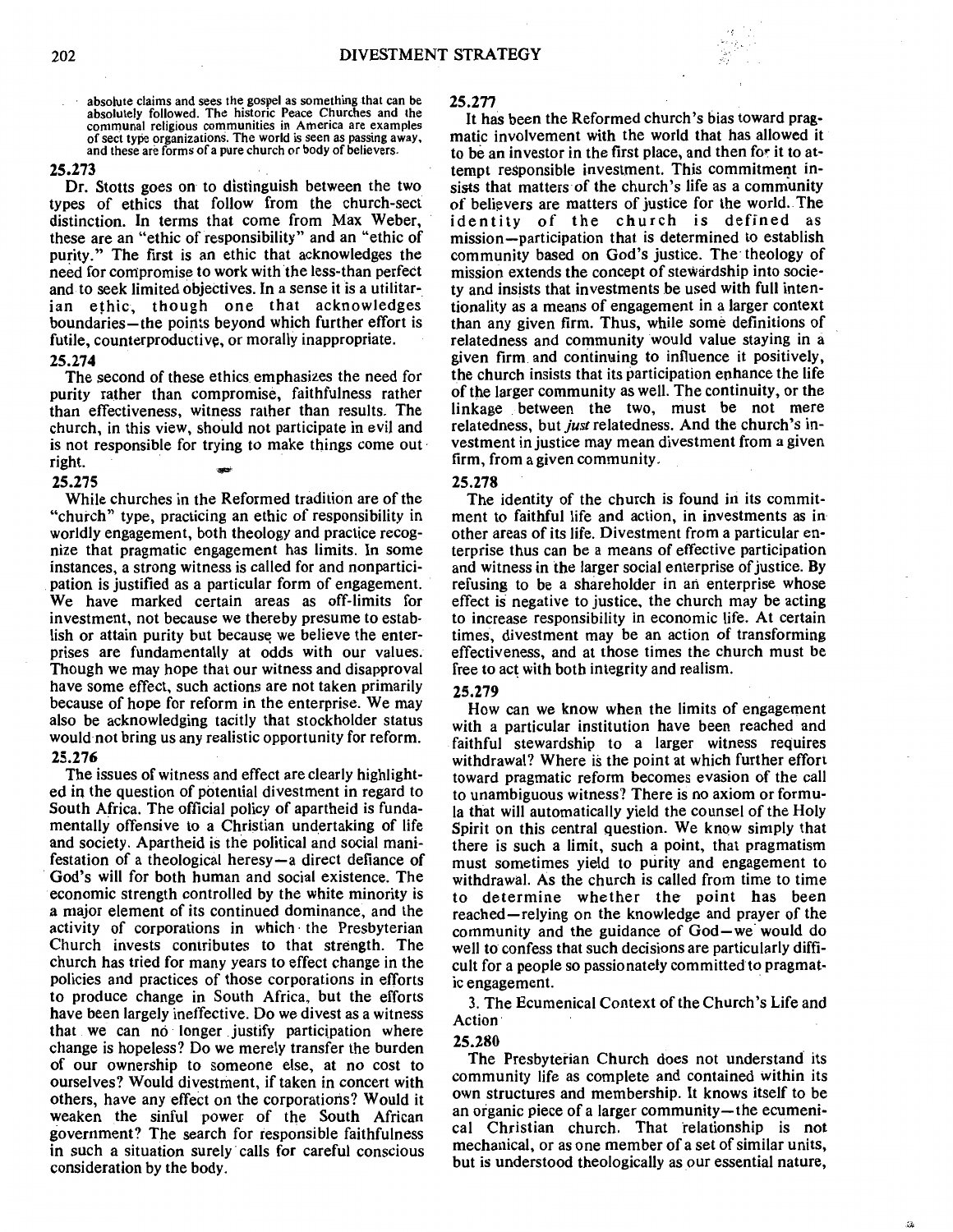absolute claims and sees the gospel as something that can be absolutely followed. The historic Peace Churches and the communal religious communities in America are examples of sect type organizations. The world is seen as passing away, and these are forms of a pure church or body of believers.

**25.273**

Dr. Stotts goes on to distinguish between the two types of ethics that follow from the church-sect distinction. In terms that come from Max Weber, these are an "ethic of responsibility" and an "ethic of purity." The first is an ethic that acknowledges the need for compromise to work with the less-than perfect and to seek limited objectives. In a sense it is a utilitarian ethic, though one that acknowledges boundaries—the points beyond which further effort is futile, counterproductive, or morally inappropriate.

**25.274**

The second of these ethics emphasizes the need for purity rather than compromise, faithfulness rather than effectiveness, witness rather than results. The church, in this view, should not participate in evil and is not responsible for trying to make things come out right.

**25.275**

While churches in the Reformed tradition are of the "church" type, practicing an ethic of responsibility in worldly engagement, both theology and practice recognize that pragmatic engagement has limits. In some instances, a strong witness is called for and nonparticipation is justified as a particular form of engagement. We have marked certain areas as off-limits for investment, not because we thereby presume to establish or attain purity but because we believe the enterprises are fundamentally at odds with our values. Though we may hope that our witness and disapproval have some effect, such actions are not taken primarily because of hope for reform in the enterprise. We may also be acknowledging tacitly that stockholder status would not bring us any realistic opportunity for reform.

**25.276**

The issues of witness and effect are clearly highlighted in the question of potential divestment in regard to South Africa. The official policy of apartheid is fundamentally offensive to a Christian undertaking of life and society. Apartheid is the political and social manifestation of a theological heresy—a direct defiance of God's will for both human and social existence. The economic strength controlled by the white minority is a major element of its continued dominance, and the activity of corporations in which the Presbyterian Church invests contributes to that strength. The church has tried for many years to effect change in the policies and practices of those corporations in efforts to produce change in South Africa, but the efforts have been largely ineffective. Do we divest as a witness that we can no longer justify participation where change is hopeless? Do we merely transfer the burden of our ownership to someone else, at no cost to ourselves? Would divestment, if taken in concert with others, have any effect on the corporations? Would it weaken the sinful power of the South African government? The search for responsible faithfulness in such a situation surely calls for careful conscious consideration by the body.

**25.277**

It has been the Reformed church's bias toward pragmatic involvement with the world that has allowed it to be an investor in the first place, and then for it to attempt responsible investment. This commitment insists that matters of the church's life as a community of believers are matters of justice for the world. The identity of the church is defined as mission—participation that is determined to establish community based on God's justice. The theology of mission extends the concept of stewardship into society and insists that investments be used with full intentionality as a means of engagement in a larger context than any given firm. Thus, while some definitions of relatedness and community would value staying in a given firm and continuing to influence it positively, the church insists that its participation enhance the life of the larger community as well. The continuity, or the linkage between the two, must be not mere relatedness, but *just* relatedness. And the church's investment in justice may mean divestment from a given firm, from a given community.

**25.278**

The identity of the church is found in its commitment to faithful life and action, in investments as in other areas of its life. Divestment from a particular enterprise thus can be a means of effective participation and witness in the larger social enterprise of justice. By refusing to be a shareholder in an enterprise whose effect is negative to justice, the church may be acting to increase responsibility in economic life. At certain times, divestment may be an action of transforming effectiveness, and at those times the church must be free to act with both integrity and realism.

**25.279**

How can we know when the limits of engagement with a particular institution have been reached and faithful stewardship to a larger witness requires withdrawal? Where is the point at which further effort toward pragmatic reform becomes evasion of the call to unambiguous witness? There is no axiom or formula that will automatically yield the counsel of the Holy Spirit on this central question. We know simply that there is such a limit, such a point, that pragmatism must sometimes yield to purity and engagement to withdrawal. As the church is called from time to time to determine whether the point has been reached—relying on the knowledge and prayer of the community and the guidance of God—we would do well to confess that such decisions are particularly difficult for a people so passionately committed to pragmatic engagement.

### 3. The Ecumenical Context of the Church's Life and Action

**25.280**

The Presbyterian Church does not understand its community life as complete and contained within its own structures and membership. It knows itself to be an organic piece of a larger community—the ecumenical Christian church. That relationship is not mechanical, or as one member of a set of similar units, but is understood theologically as our essential nature,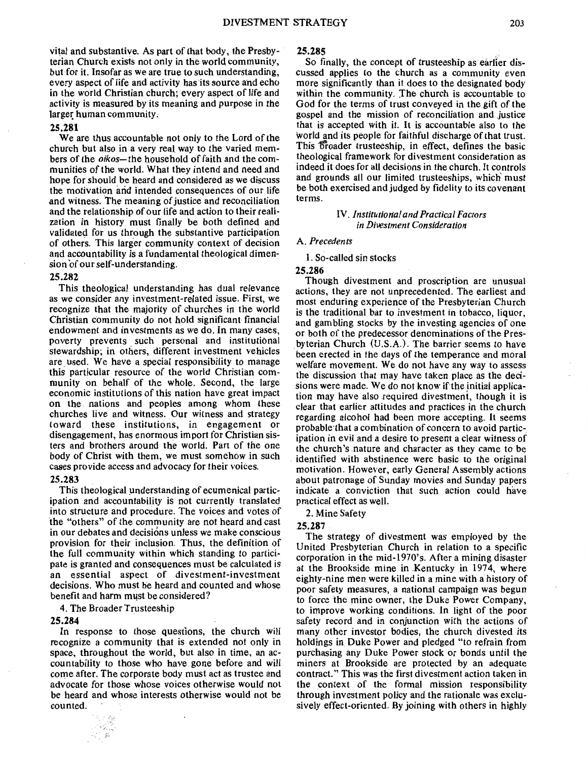vital and substantive. As part of that body, the Presbyterian Church exists not only in the world community, but for it. Insofar as we are true to such understanding, every aspect of life and activity has its source and echo in the world Christian church; every aspect of life and activity is measured by its meaning and purpose in the larger human community.

**25.281**

We are thus accountable not only to the Lord of the church but also in a very real way to the varied members of the *oikos*—the household of faith and the communities of the world. What they intend and need and hope for should be heard and considered as we discuss the motivation and intended consequences of our life and witness. The meaning of justice and reconciliation and the relationship of our life and action to their realization in history must finally be both defined and validated for us through the substantive participation of others. This larger community context of decision and accountability is a fundamental theological dimension of our self-understanding.

**25.282**

This theological understanding has dual relevance as we consider any investment-related issue. First, we recognize that the majority of churches in the world Christian community do not hold significant financial endowment and investments as we do. In many cases, poverty prevents such personal and institutional stewardship; in others, different investment vehicles are used. We have a special responsibility to manage this particular resource of the world Christian community on behalf of the whole. Second, the large economic institutions of this nation have great impact on the nations and peoples among whom these churches live and witness. Our witness and strategy toward these institutions, in engagement or disengagement, has enormous import for Christian sisters and brothers around the world. Part of the one body of Christ with them, we must somehow in such cases provide access and advocacy for their voices.

**25.283**

This theological understanding of ecumenical participation and accountability is not currently translated into structure and procedure. The voices and votes of the "others" of the community are not heard and cast in our debates and decisions unless we make conscious provision for their inclusion. Thus, the definition of the full community within which standing to participate is granted and consequences must be calculated is an essential aspect of divestment-investment decisions. Who must be heard and counted and whose benefit and harm must be considered?

4. The Broader Trusteeship

**25.284**

In response to those questions, the church will recognize a community that is extended not only in space, throughout the world, but also in time, an accountability to those who have gone before and will come after. The corporate body must act as trustee and advocate for those whose voices otherwise would not be heard and whose interests otherwise would not be counted.

**25.285**

So finally, the concept of trusteeship as earlier discussed applies to the church as a community even more significantly than it does to the designated body within the community. The church is accountable to God for the terms of trust conveyed in the gift of the gospel and the mission of reconciliation and justice that is accepted with it. It is accountable also to the world and its people for faithful discharge of that trust. This broader trusteeship, in effect, defines the basic theological framework for divestment consideration as indeed it does for all decisions in the church. It controls and grounds all our limited trusteeships, which must be both exercised and judged by fidelity to its covenant terms.

## IV. *Institutional and Practical Factors in Divestment Consideration*

### A. *Precedents*

1. So-called sin stocks

**25.286**

Though divestment and proscription are unusual actions, they are not unprecedented. The earliest and most enduring experience of the Presbyterian Church is the traditional bar to investment in tobacco, liquor, and gambling stocks by the investing agencies of one or both of the predecessor denominations of the Presbyterian Church (U.S.A.). The barrier seems to have been erected in the days of the temperance and moral welfare movement. We do not have any way to assess the discussion that may have taken place as the decisions were made. We do not know if the initial application may have also required divestment, though it is clear that earlier attitudes and practices in the church regarding alcohol had been more accepting. It seems probable that a combination of concern to avoid participation in evil and a desire to present a clear witness of the church's nature and character as they came to be identified with abstinence were basic to the original motivation. However, early General Assembly actions about patronage of Sunday movies and Sunday papers indicate a conviction that such action could have practical effect as well.

2. Mine Safety

**25.287**

The strategy of divestment was employed by the United Presbyterian Church in relation to a specific corporation in the mid-1970's. After a mining disaster at the Brookside mine in Kentucky in 1974, where eighty-nine men were killed in a mine with a history of poor safety measures, a national campaign was begun to force the mine owner, the Duke Power Company, to improve working conditions. In light of the poor safety record and in conjunction with the actions of many other investor bodies, the church divested its holdings in Duke Power and pledged "to refrain from purchasing any Duke Power stock or bonds until the miners at Brookside are protected by an adequate contract." This was the first divestment action taken in the context of the formal mission responsibility through investment policy and the rationale was exclusively effect-oriented. By joining with others in highly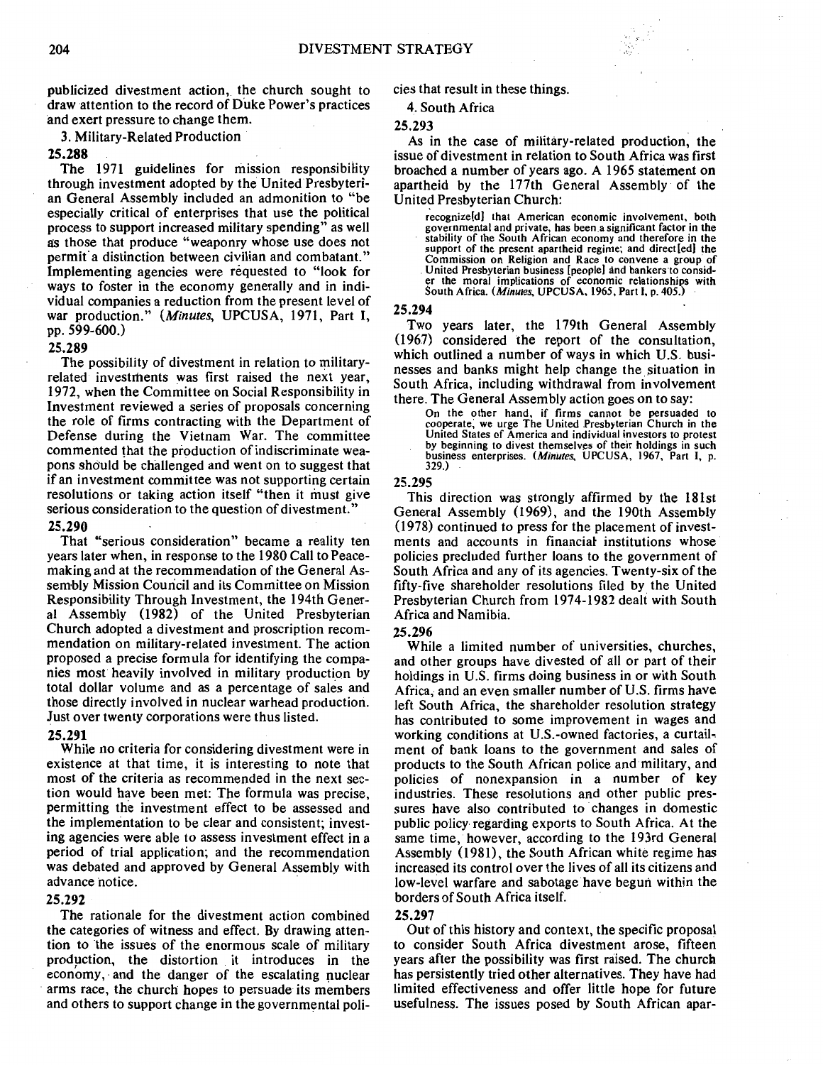publicized divestment action, the church sought to draw attention to the record of Duke Power's practices and exert pressure to change them.

3. Military-Related Production

**25.288**

The 1971 guidelines for mission responsibility through investment adopted by the United Presbyterian General Assembly included an admonition to "be especially critical of enterprises that use the political process to support increased military spending" as well as those that produce "weaponry whose use does not permit a distinction between civilian and combatant." Implementing agencies were requested to "look for ways to foster in the economy generally and in individual companies a reduction from the present level of war production." (*Minutes*, UPCUSA, 1971, Part I, pp. 599-600.)

**25.289**

The possibility of divestment in relation to military-related investments was first raised the next year, 1972, when the Committee on Social Responsibility in Investment reviewed a series of proposals concerning the role of firms contracting with the Department of Defense during the Vietnam War. The committee commented that the production of indiscriminate weapons should be challenged and went on to suggest that if an investment committee was not supporting certain resolutions or taking action itself "then it must give serious consideration to the question of divestment."

**25.290**

That "serious consideration" became a reality ten years later when, in response to the 1980 Call to Peacemaking and at the recommendation of the General Assembly Mission Council and its Committee on Mission Responsibility Through Investment, the 194th General Assembly (1982) of the United Presbyterian Church adopted a divestment and proscription recommendation on military-related investment. The action proposed a precise formula for identifying the companies most heavily involved in military production by total dollar volume and as a percentage of sales and those directly involved in nuclear warhead production. Just over twenty corporations were thus listed.

**25.291**

While no criteria for considering divestment were in existence at that time, it is interesting to note that most of the criteria as recommended in the next section would have been met: The formula was precise, permitting the investment effect to be assessed and the implementation to be clear and consistent; investing agencies were able to assess investment effect in a period of trial application; and the recommendation was debated and approved by General Assembly with advance notice.

**25.292**

The rationale for the divestment action combined the categories of witness and effect. By drawing attention to the issues of the enormous scale of military production, the distortion it introduces in the economy, and the danger of the escalating nuclear arms race, the church hopes to persuade its members and others to support change in the governmental policies that result in these things.

4. South Africa

**25.293**

As in the case of military-related production, the issue of divestment in relation to South Africa was first broached a number of years ago. A 1965 statement on apartheid by the 177th General Assembly of the United Presbyterian Church:

> recognize[d] that American economic involvement, both governmental and private, has been a significant factor in the stability of the South African economy and therefore in the support of the present apartheid regime; and direct[ed] the Commission on Religion and Race to convene a group of United Presbyterian business [people] and bankers to consider the moral implications of economic relationships with South Africa. (*Minutes*, UPCUSA, 1965, Part I, p. 405.)

**25.294**

Two years later, the 179th General Assembly (1967) considered the report of the consultation, which outlined a number of ways in which U.S. businesses and banks might help change the situation in South Africa, including withdrawal from involvement there. The General Assembly action goes on to say:

> On the other hand, if firms cannot be persuaded to cooperate, we urge The United Presbyterian Church in the United States of America and individual investors to protest by beginning to divest themselves of their holdings in such business enterprises. (*Minutes*, UPCUSA, 1967, Part I, p. 329.)

**25.295**

This direction was strongly affirmed by the 181st General Assembly (1969), and the 190th Assembly (1978) continued to press for the placement of investments and accounts in financial institutions whose policies precluded further loans to the government of South Africa and any of its agencies. Twenty-six of the fifty-five shareholder resolutions filed by the United Presbyterian Church from 1974-1982 dealt with South Africa and Namibia.

**25.296**

While a limited number of universities, churches, and other groups have divested of all or part of their holdings in U.S. firms doing business in or with South Africa, and an even smaller number of U.S. firms have left South Africa, the shareholder resolution strategy has contributed to some improvement in wages and working conditions at U.S.-owned factories, a curtailment of bank loans to the government and sales of products to the South African police and military, and policies of nonexpansion in a number of key industries. These resolutions and other public pressures have also contributed to changes in domestic public policy regarding exports to South Africa. At the same time, however, according to the 193rd General Assembly (1981), the South African white regime has increased its control over the lives of all its citizens and low-level warfare and sabotage have begun within the borders of South Africa itself.

**25.297**

Out of this history and context, the specific proposal to consider South Africa divestment arose, fifteen years after the possibility was first raised. The church has persistently tried other alternatives. They have had limited effectiveness and offer little hope for future usefulness. The issues posed by South African apar-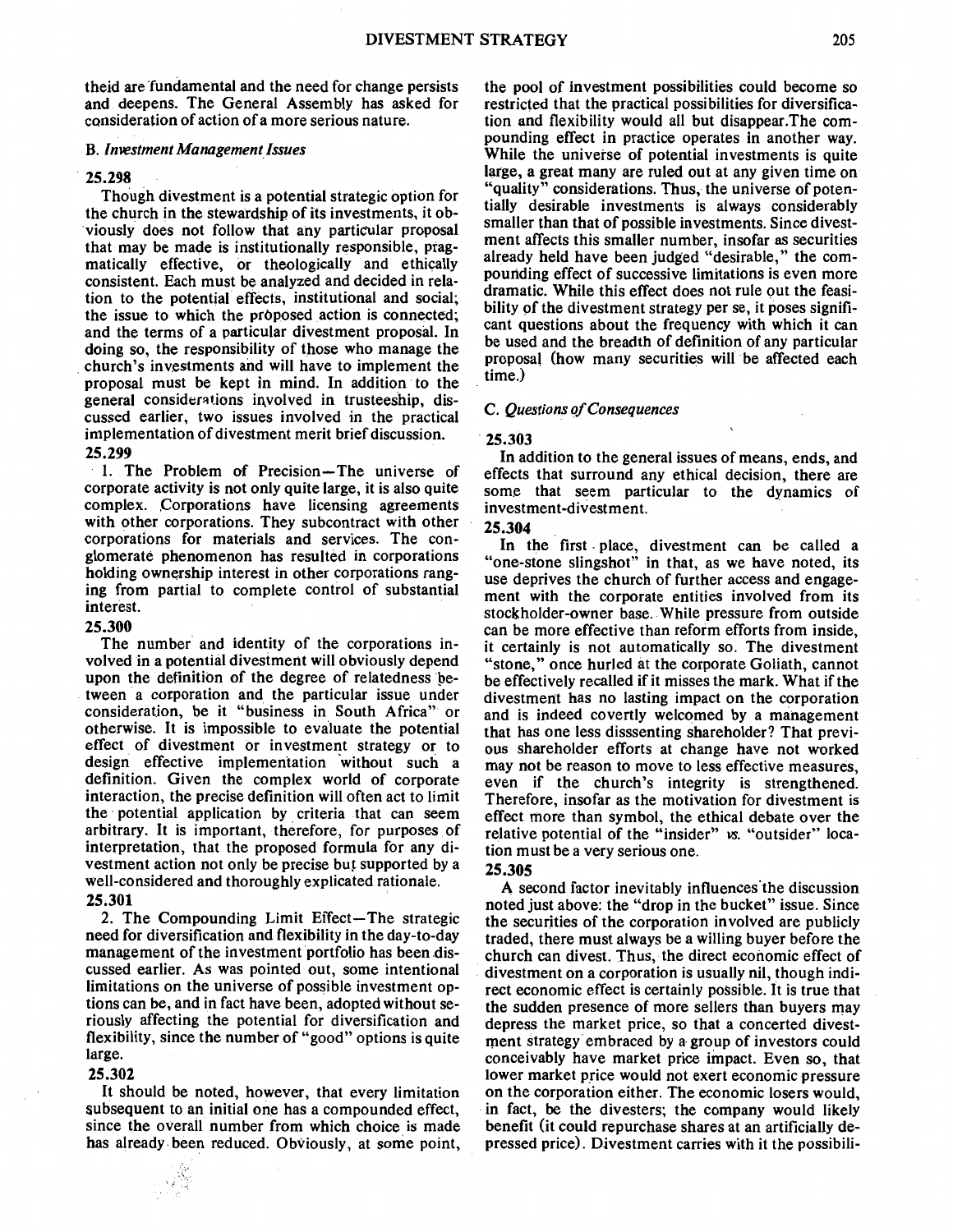theid are fundamental and the need for change persists and deepens. The General Assembly has asked for consideration of action of a more serious nature.

### B. *Investment Management Issues*

**25.298**

Though divestment is a potential strategic option for the church in the stewardship of its investments, it obviously does not follow that any particular proposal that may be made is institutionally responsible, pragmatically effective, or theologically and ethically consistent. Each must be analyzed and decided in relation to the potential effects, institutional and social; the issue to which the proposed action is connected; and the terms of a particular divestment proposal. In doing so, the responsibility of those who manage the church's investments and will have to implement the proposal must be kept in mind. In addition to the general considerations involved in trusteeship, discussed earlier, two issues involved in the practical implementation of divestment merit brief discussion.

**25.299**

1. The Problem of Precision—The universe of corporate activity is not only quite large, it is also quite complex. Corporations have licensing agreements with other corporations. They subcontract with other corporations for materials and services. The conglomerate phenomenon has resulted in corporations holding ownership interest in other corporations ranging from partial to complete control of substantial interest.

**25.300**

The number and identity of the corporations involved in a potential divestment will obviously depend upon the definition of the degree of relatedness between a corporation and the particular issue under consideration, be it "business in South Africa" or otherwise. It is impossible to evaluate the potential effect of divestment or investment strategy or to design effective implementation without such a definition. Given the complex world of corporate interaction, the precise definition will often act to limit the potential application by criteria that can seem arbitrary. It is important, therefore, for purposes of interpretation, that the proposed formula for any divestment action not only be precise but supported by a well-considered and thoroughly explicated rationale.

**25.301**

2. The Compounding Limit Effect—The strategic need for diversification and flexibility in the day-to-day management of the investment portfolio has been discussed earlier. As was pointed out, some intentional limitations on the universe of possible investment options can be, and in fact have been, adopted without seriously affecting the potential for diversification and flexibility, since the number of "good" options is quite large.

**25.302**

It should be noted, however, that every limitation subsequent to an initial one has a compounded effect, since the overall number from which choice is made has already been reduced. Obviously, at some point, the pool of investment possibilities could become so restricted that the practical possibilities for diversification and flexibility would all but disappear. The compounding effect in practice operates in another way. While the universe of potential investments is quite large, a great many are ruled out at any given time on "quality" considerations. Thus, the universe of potentially desirable investments is always considerably smaller than that of possible investments. Since divestment affects this smaller number, insofar as securities already held have been judged "desirable," the compounding effect of successive limitations is even more dramatic. While this effect does not rule out the feasibility of the divestment strategy per se, it poses significant questions about the frequency with which it can be used and the breadth of definition of any particular proposal (how many securities will be affected each time.)

### C. *Questions of Consequences*

**25.303**

In addition to the general issues of means, ends, and effects that surround any ethical decision, there are some that seem particular to the dynamics of investment-divestment.

**25.304**

In the first place, divestment can be called a "one-stone slingshot" in that, as we have noted, its use deprives the church of further access and engagement with the corporate entities involved from its stockholder-owner base. While pressure from outside can be more effective than reform efforts from inside, it certainly is not automatically so. The divestment "stone," once hurled at the corporate Goliath, cannot be effectively recalled if it misses the mark. What if the divestment has no lasting impact on the corporation and is indeed covertly welcomed by a management that has one less disssenting shareholder? That previous shareholder efforts at change have not worked may not be reason to move to less effective measures, even if the church's integrity is strengthened. Therefore, insofar as the motivation for divestment is effect more than symbol, the ethical debate over the relative potential of the "insider" *vs.* "outsider" location must be a very serious one.

**25.305**

A second factor inevitably influences the discussion noted just above: the "drop in the bucket" issue. Since the securities of the corporation involved are publicly traded, there must always be a willing buyer before the church can divest. Thus, the direct economic effect of divestment on a corporation is usually nil, though indirect economic effect is certainly possible. It is true that the sudden presence of more sellers than buyers may depress the market price, so that a concerted divestment strategy embraced by a group of investors could conceivably have market price impact. Even so, that lower market price would not exert economic pressure on the corporation either. The economic losers would, in fact, be the divesters; the company would likely benefit (it could repurchase shares at an artificially depressed price). Divestment carries with it the possibili-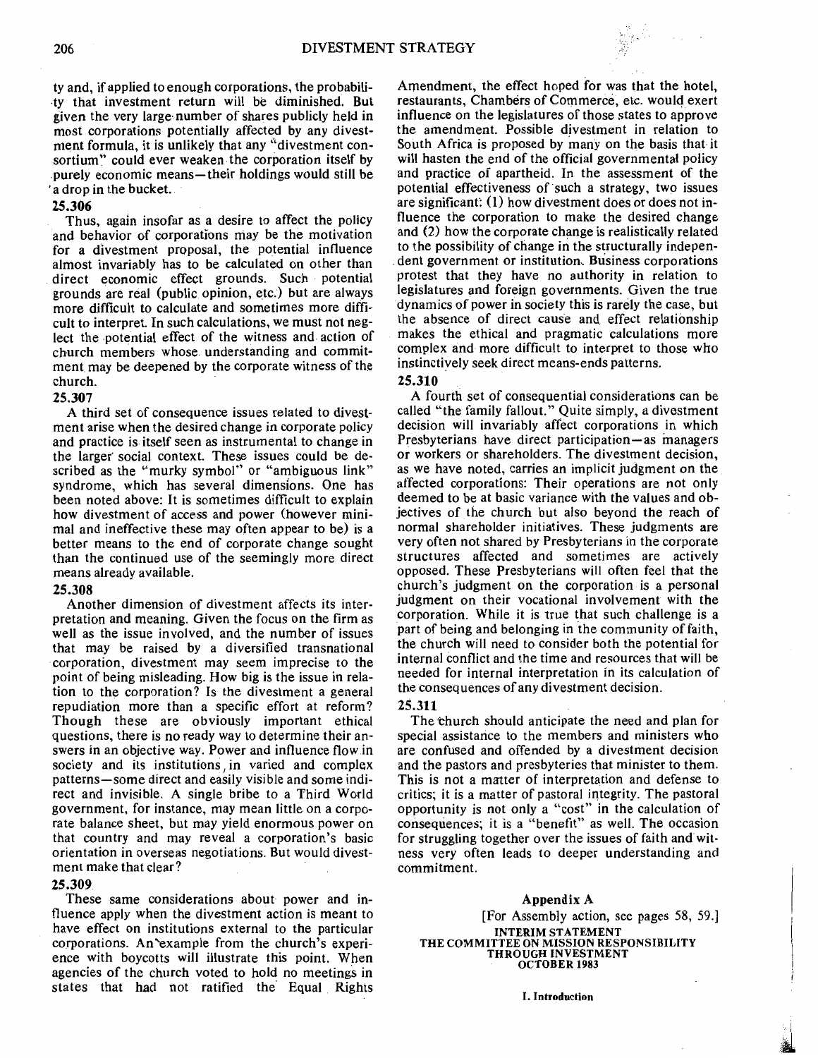ty and, if applied to enough corporations, the probability that investment return will be diminished. But given the very large number of shares publicly held in most corporations potentially affected by any divestment formula, it is unlikely that any "divestment consortium" could ever weaken the corporation itself by purely economic means—their holdings would still be 'a drop in the bucket.

**25.306**

Thus, again insofar as a desire to affect the policy and behavior of corporations may be the motivation for a divestment proposal, the potential influence almost invariably has to be calculated on other than direct economic effect grounds. Such potential grounds are real (public opinion, etc.) but are always more difficult to calculate and sometimes more difficult to interpret. In such calculations, we must not neglect the potential effect of the witness and action of church members whose understanding and commitment may be deepened by the corporate witness of the church.

**25.307**

A third set of consequence issues related to divestment arise when the desired change in corporate policy and practice is itself seen as instrumental to change in the larger social context. These issues could be described as the "murky symbol" or "ambiguous link" syndrome, which has several dimensions. One has been noted above: It is sometimes difficult to explain how divestment of access and power (however minimal and ineffective these may often appear to be) is a better means to the end of corporate change sought than the continued use of the seemingly more direct means already available.

**25.308**

Another dimension of divestment affects its interpretation and meaning. Given the focus on the firm as well as the issue involved, and the number of issues that may be raised by a diversified transnational corporation, divestment may seem imprecise to the point of being misleading. How big is the issue in relation to the corporation? Is the divestment a general repudiation more than a specific effort at reform? Though these are obviously important ethical questions, there is no ready way to determine their answers in an objective way. Power and influence flow in society and its institutions, in varied and complex patterns—some direct and easily visible and some indirect and invisible. A single bribe to a Third World government, for instance, may mean little on a corporate balance sheet, but may yield enormous power on that country and may reveal a corporation's basic orientation in overseas negotiations. But would divestment make that clear?

**25.309**

These same considerations about power and influence apply when the divestment action is meant to have effect on institutions external to the particular corporations. An example from the church's experience with boycotts will illustrate this point. When agencies of the church voted to hold no meetings in states that had not ratified the Equal Rights Amendment, the effect hoped for was that the hotel, restaurants, Chambers of Commerce, etc. would exert influence on the legislatures of those states to approve the amendment. Possible divestment in relation to South Africa is proposed by many on the basis that it will hasten the end of the official governmental policy and practice of apartheid. In the assessment of the potential effectiveness of such a strategy, two issues are significant: (1) how divestment does or does not influence the corporation to make the desired change and (2) how the corporate change is realistically related to the possibility of change in the structurally independent government or institution. Business corporations protest that they have no authority in relation to legislatures and foreign governments. Given the true dynamics of power in society this is rarely the case, but the absence of direct cause and effect relationship makes the ethical and pragmatic calculations more complex and more difficult to interpret to those who instinctively seek direct means-ends patterns.

**25.310**

A fourth set of consequential considerations can be called "the family fallout." Quite simply, a divestment decision will invariably affect corporations in which Presbyterians have direct participation—as managers or workers or shareholders. The divestment decision, as we have noted, carries an implicit judgment on the affected corporations: Their operations are not only deemed to be at basic variance with the values and objectives of the church but also beyond the reach of normal shareholder initiatives. These judgments are very often not shared by Presbyterians in the corporate structures affected and sometimes are actively opposed. These Presbyterians will often feel that the church's judgment on the corporation is a personal judgment on their vocational involvement with the corporation. While it is true that such challenge is a part of being and belonging in the community of faith, the church will need to consider both the potential for internal conflict and the time and resources that will be needed for internal interpretation in its calculation of the consequences of any divestment decision.

**25.311**

The church should anticipate the need and plan for special assistance to the members and ministers who are confused and offended by a divestment decision and the pastors and presbyteries that minister to them. This is not a matter of interpretation and defense to critics; it is a matter of pastoral integrity. The pastoral opportunity is not only a "cost" in the calculation of consequences; it is a "benefit" as well. The occasion for struggling together over the issues of faith and witness very often leads to deeper understanding and commitment.

## Appendix A

[For Assembly action, see pages 58, 59.]

**INTERIM STATEMENT**
**THE COMMITTEE ON MISSION RESPONSIBILITY THROUGH INVESTMENT**
**OCTOBER 1983**

### I. Introduction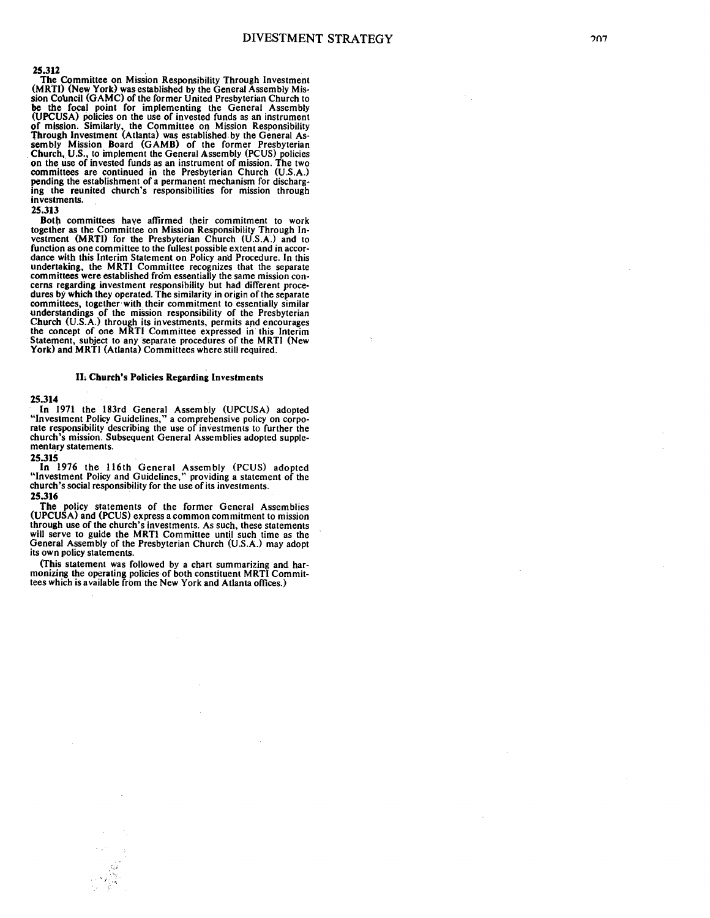**25.312**

The Committee on Mission Responsibility Through Investment (MRTI) (New York) was established by the General Assembly Mission Council (GAMC) of the former United Presbyterian Church to be the focal point for implementing the General Assembly (UPCUSA) policies on the use of invested funds as an instrument of mission. Similarly, the Committee on Mission Responsibility Through Investment (Atlanta) was established by the General Assembly Mission Board (GAMB) of the former Presbyterian Church, U.S., to implement the General Assembly (PCUS) policies on the use of invested funds as an instrument of mission. The two committees are continued in the Presbyterian Church (U.S.A.) pending the establishment of a permanent mechanism for discharging the reunited church's responsibilities for mission through investments.

**25.313**

Both committees have affirmed their commitment to work together as the Committee on Mission Responsibility Through Investment (MRTI) for the Presbyterian Church (U.S.A.) and to function as one committee to the fullest possible extent and in accordance with this Interim Statement on Policy and Procedure. In this undertaking, the MRTI Committee recognizes that the separate committees were established from essentially the same mission concerns regarding investment responsibility but had different procedures by which they operated. The similarity in origin of the separate committees, together with their commitment to essentially similar understandings of the mission responsibility of the Presbyterian Church (U.S.A.) through its investments, permits and encourages the concept of one MRTI Committee expressed in this Interim Statement, subject to any separate procedures of the MRTI (New York) and MRTI (Atlanta) Committees where still required.

### II. Church's Policies Regarding Investments

**25.314**

In 1971 the 183rd General Assembly (UPCUSA) adopted "Investment Policy Guidelines," a comprehensive policy on corporate responsibility describing the use of investments to further the church's mission. Subsequent General Assemblies adopted supplementary statements.

**25.315**

In 1976 the 116th General Assembly (PCUS) adopted "Investment Policy and Guidelines," providing a statement of the church's social responsibility for the use of its investments.

**25.316**

The policy statements of the former General Assemblies (UPCUSA) and (PCUS) express a common commitment to mission through use of the church's investments. As such, these statements will serve to guide the MRTI Committee until such time as the General Assembly of the Presbyterian Church (U.S.A.) may adopt its own policy statements.

(This statement was followed by a chart summarizing and harmonizing the operating policies of both constituent MRTI Committees which is available from the New York and Atlanta offices.)